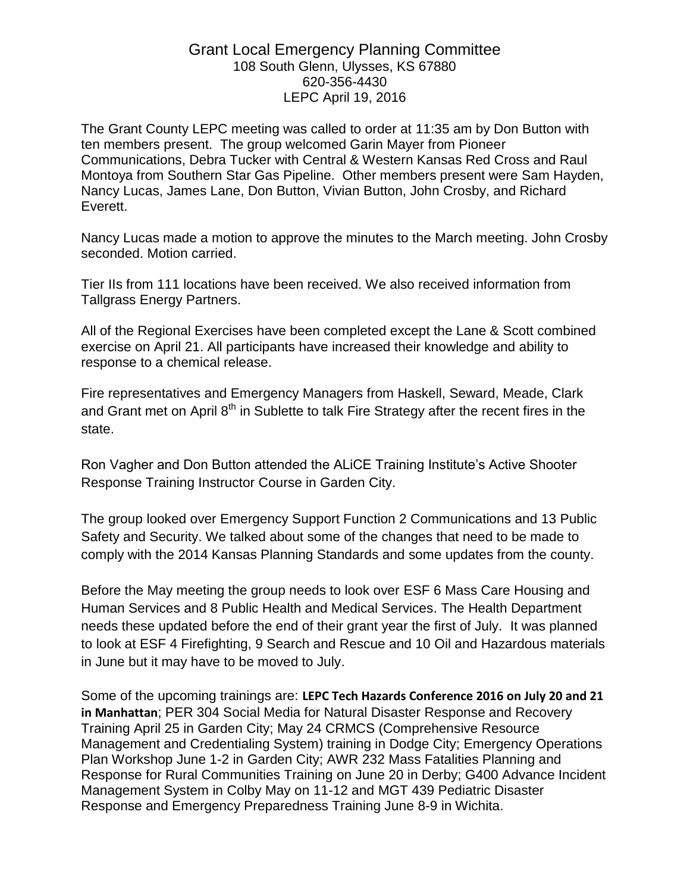# Grant Local Emergency Planning Committee

108 South Glenn, Ulysses, KS 67880
620-356-4430
LEPC April 19, 2016

The Grant County LEPC meeting was called to order at 11:35 am by Don Button with ten members present. The group welcomed Garin Mayer from Pioneer Communications, Debra Tucker with Central & Western Kansas Red Cross and Raul Montoya from Southern Star Gas Pipeline. Other members present were Sam Hayden, Nancy Lucas, James Lane, Don Button, Vivian Button, John Crosby, and Richard Everett.

Nancy Lucas made a motion to approve the minutes to the March meeting. John Crosby seconded. Motion carried.

Tier IIs from 111 locations have been received. We also received information from Tallgrass Energy Partners.

All of the Regional Exercises have been completed except the Lane & Scott combined exercise on April 21. All participants have increased their knowledge and ability to response to a chemical release.

Fire representatives and Emergency Managers from Haskell, Seward, Meade, Clark and Grant met on April 8th in Sublette to talk Fire Strategy after the recent fires in the state.

Ron Vagher and Don Button attended the ALiCE Training Institute's Active Shooter Response Training Instructor Course in Garden City.

The group looked over Emergency Support Function 2 Communications and 13 Public Safety and Security. We talked about some of the changes that need to be made to comply with the 2014 Kansas Planning Standards and some updates from the county.

Before the May meeting the group needs to look over ESF 6 Mass Care Housing and Human Services and 8 Public Health and Medical Services. The Health Department needs these updated before the end of their grant year the first of July. It was planned to look at ESF 4 Firefighting, 9 Search and Rescue and 10 Oil and Hazardous materials in June but it may have to be moved to July.

Some of the upcoming trainings are: **LEPC Tech Hazards Conference 2016 on July 20 and 21 in Manhattan**; PER 304 Social Media for Natural Disaster Response and Recovery Training April 25 in Garden City; May 24 CRMCS (Comprehensive Resource Management and Credentialing System) training in Dodge City; Emergency Operations Plan Workshop June 1-2 in Garden City; AWR 232 Mass Fatalities Planning and Response for Rural Communities Training on June 20 in Derby; G400 Advance Incident Management System in Colby May on 11-12 and MGT 439 Pediatric Disaster Response and Emergency Preparedness Training June 8-9 in Wichita.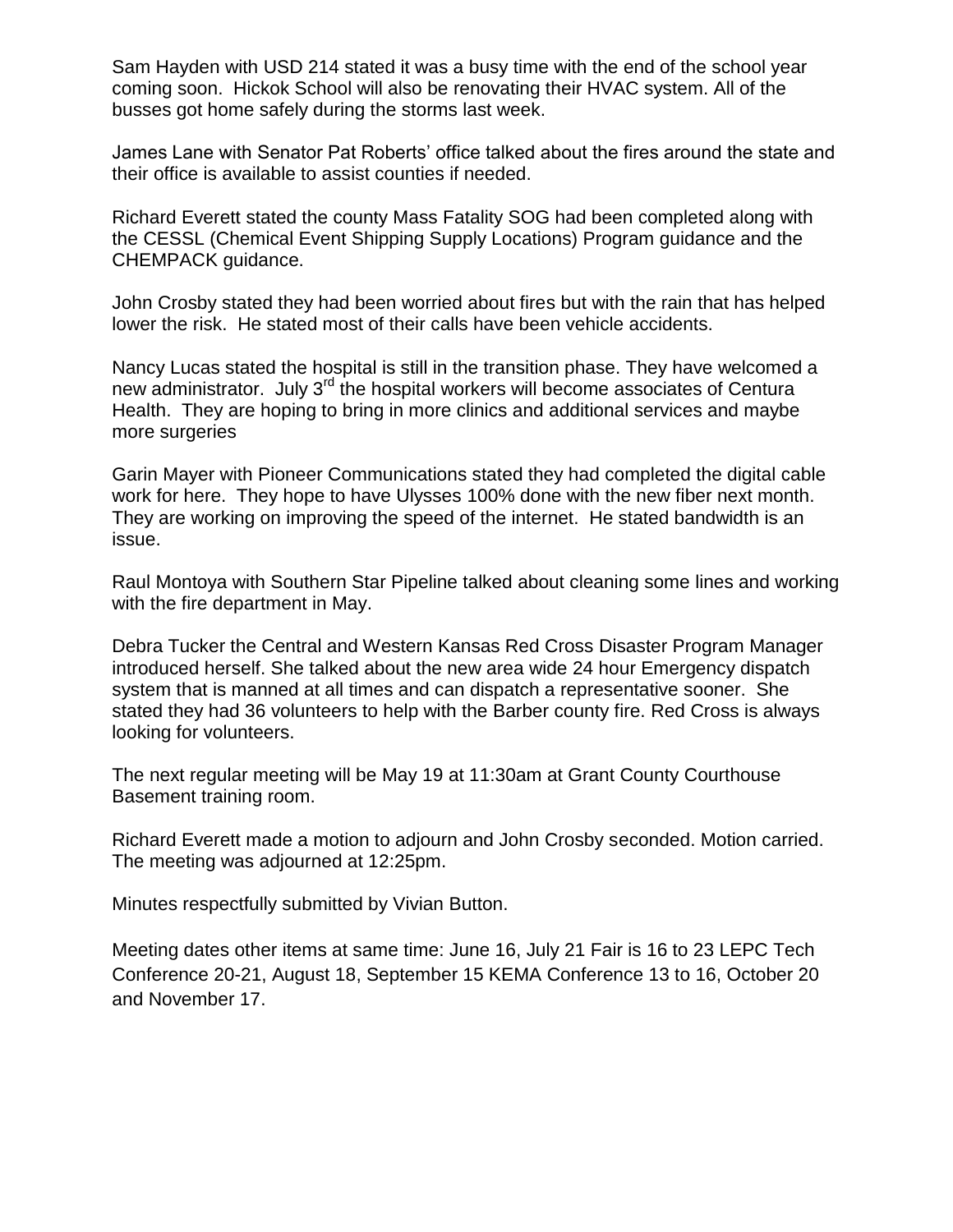Sam Hayden with USD 214 stated it was a busy time with the end of the school year coming soon. Hickok School will also be renovating their HVAC system. All of the busses got home safely during the storms last week.

James Lane with Senator Pat Roberts' office talked about the fires around the state and their office is available to assist counties if needed.

Richard Everett stated the county Mass Fatality SOG had been completed along with the CESSL (Chemical Event Shipping Supply Locations) Program guidance and the CHEMPACK guidance.

John Crosby stated they had been worried about fires but with the rain that has helped lower the risk. He stated most of their calls have been vehicle accidents.

Nancy Lucas stated the hospital is still in the transition phase. They have welcomed a new administrator. July 3rd the hospital workers will become associates of Centura Health. They are hoping to bring in more clinics and additional services and maybe more surgeries

Garin Mayer with Pioneer Communications stated they had completed the digital cable work for here. They hope to have Ulysses 100% done with the new fiber next month. They are working on improving the speed of the internet. He stated bandwidth is an issue.

Raul Montoya with Southern Star Pipeline talked about cleaning some lines and working with the fire department in May.

Debra Tucker the Central and Western Kansas Red Cross Disaster Program Manager introduced herself. She talked about the new area wide 24 hour Emergency dispatch system that is manned at all times and can dispatch a representative sooner. She stated they had 36 volunteers to help with the Barber county fire. Red Cross is always looking for volunteers.

The next regular meeting will be May 19 at 11:30am at Grant County Courthouse Basement training room.

Richard Everett made a motion to adjourn and John Crosby seconded. Motion carried. The meeting was adjourned at 12:25pm.

Minutes respectfully submitted by Vivian Button.

Meeting dates other items at same time: June 16, July 21 Fair is 16 to 23 LEPC Tech Conference 20-21, August 18, September 15 KEMA Conference 13 to 16, October 20 and November 17.